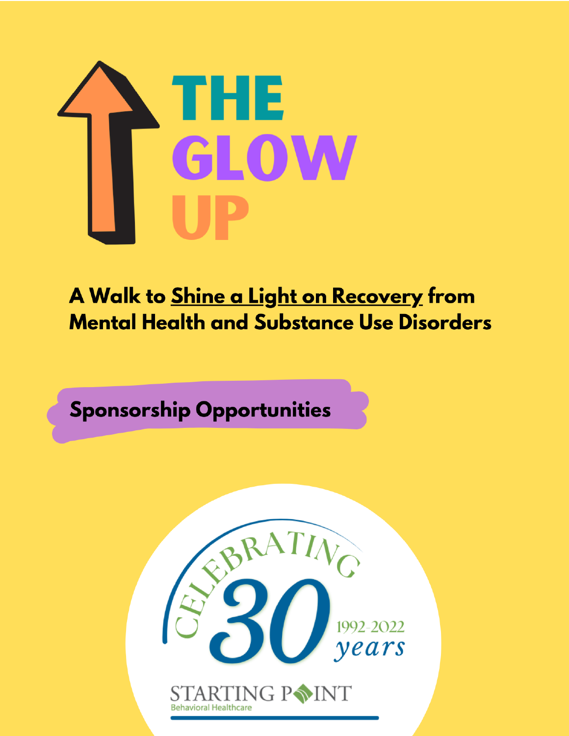# THE GLOW UP

**A Walk to Shine a Light on Recovery from Mental Health and Substance Use Disorders**

## Sponsorship Opportunities

CELEBRATING 30 years 1992-2022

STARTING POINT
Behavioral Healthcare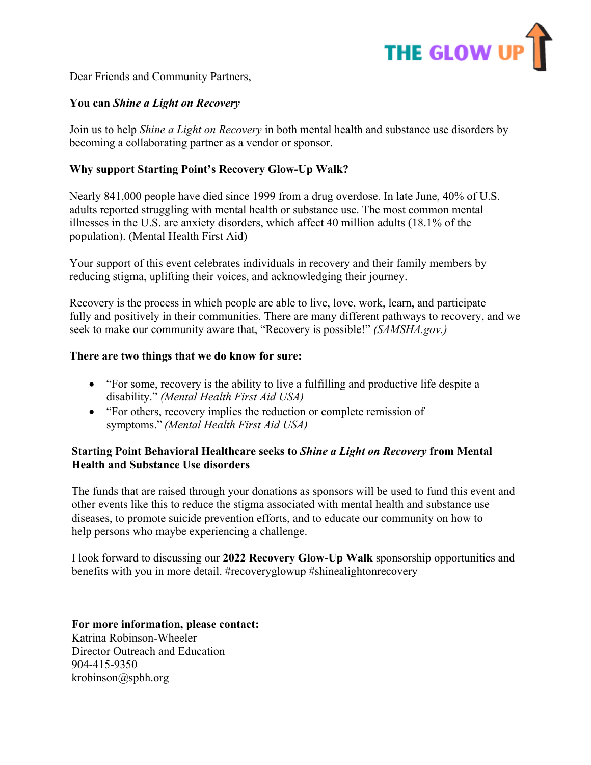THE GLOW UP

Dear Friends and Community Partners,

**You can *Shine a Light on Recovery***

Join us to help *Shine a Light on Recovery* in both mental health and substance use disorders by becoming a collaborating partner as a vendor or sponsor.

**Why support Starting Point's Recovery Glow-Up Walk?**

Nearly 841,000 people have died since 1999 from a drug overdose. In late June, 40% of U.S. adults reported struggling with mental health or substance use. The most common mental illnesses in the U.S. are anxiety disorders, which affect 40 million adults (18.1% of the population). (Mental Health First Aid)

Your support of this event celebrates individuals in recovery and their family members by reducing stigma, uplifting their voices, and acknowledging their journey.

Recovery is the process in which people are able to live, love, work, learn, and participate fully and positively in their communities. There are many different pathways to recovery, and we seek to make our community aware that, "Recovery is possible!" *(SAMSHA.gov.)*

**There are two things that we do know for sure:**

- "For some, recovery is the ability to live a fulfilling and productive life despite a disability." *(Mental Health First Aid USA)*
- "For others, recovery implies the reduction or complete remission of symptoms." *(Mental Health First Aid USA)*

**Starting Point Behavioral Healthcare seeks to *Shine a Light on Recovery* from Mental Health and Substance Use disorders**

The funds that are raised through your donations as sponsors will be used to fund this event and other events like this to reduce the stigma associated with mental health and substance use diseases, to promote suicide prevention efforts, and to educate our community on how to help persons who maybe experiencing a challenge.

I look forward to discussing our **2022 Recovery Glow-Up Walk** sponsorship opportunities and benefits with you in more detail. #recoveryglowup #shinealightonrecovery

**For more information, please contact:**
Katrina Robinson-Wheeler
Director Outreach and Education
904-415-9350
krobinson@spbh.org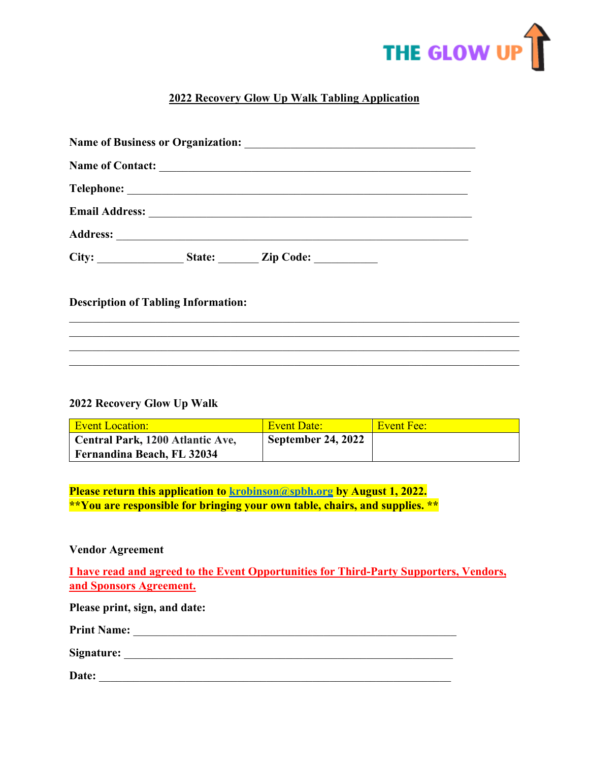THE GLOW UP

## 2022 Recovery Glow Up Walk Tabling Application

**Name of Business or Organization:** ________________________________________

**Name of Contact:** ______________________________________________________

**Telephone:** ___________________________________________________________

**Email Address:** ________________________________________________________

**Address:** _____________________________________________________________

**City:** _______________ **State:** _______ **Zip Code:** ___________

**Description of Tabling Information:**

_____________________________________________________________________________
_____________________________________________________________________________
_____________________________________________________________________________
_____________________________________________________________________________

**2022 Recovery Glow Up Walk**

| Event Location: | Event Date: | Event Fee: |
|---|---|---|
| **Central Park, 1200 Atlantic Ave, Fernandina Beach, FL 32034** | **September 24, 2022** | |

**Please return this application to [krobinson@spbh.org](mailto:krobinson@spbh.org) by August 1, 2022.**
****You are responsible for bringing your own table, chairs, and supplies. ****

**Vendor Agreement**

**I have read and agreed to the Event Opportunities for Third-Party Supporters, Vendors, and Sponsors Agreement.**

**Please print, sign, and date:**

**Print Name:** __________________________________________________________

**Signature:** ___________________________________________________________

**Date:** _______________________________________________________________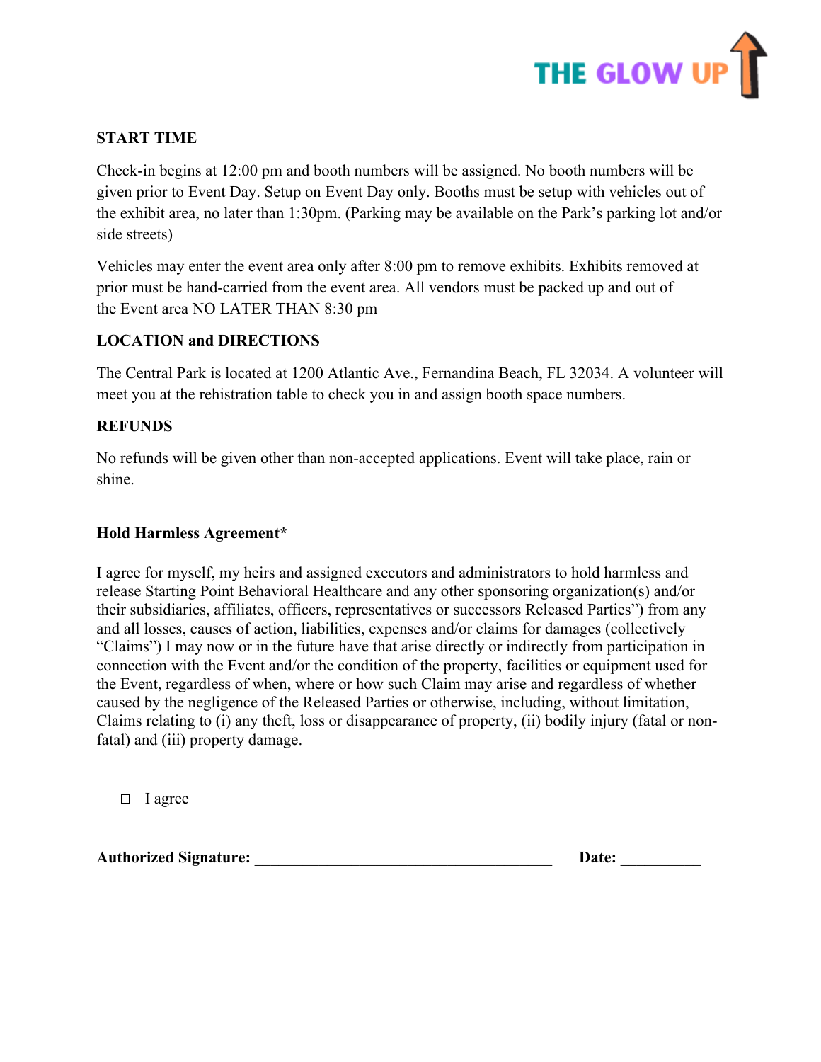THE GLOW UP

**START TIME**

Check-in begins at 12:00 pm and booth numbers will be assigned. No booth numbers will be given prior to Event Day. Setup on Event Day only. Booths must be setup with vehicles out of the exhibit area, no later than 1:30pm. (Parking may be available on the Park's parking lot and/or side streets)

Vehicles may enter the event area only after 8:00 pm to remove exhibits. Exhibits removed at prior must be hand-carried from the event area. All vendors must be packed up and out of the Event area NO LATER THAN 8:30 pm

**LOCATION and DIRECTIONS**

The Central Park is located at 1200 Atlantic Ave., Fernandina Beach, FL 32034. A volunteer will meet you at the rehistration table to check you in and assign booth space numbers.

**REFUNDS**

No refunds will be given other than non-accepted applications. Event will take place, rain or shine.

**Hold Harmless Agreement***

I agree for myself, my heirs and assigned executors and administrators to hold harmless and release Starting Point Behavioral Healthcare and any other sponsoring organization(s) and/or their subsidiaries, affiliates, officers, representatives or successors Released Parties") from any and all losses, causes of action, liabilities, expenses and/or claims for damages (collectively "Claims") I may now or in the future have that arise directly or indirectly from participation in connection with the Event and/or the condition of the property, facilities or equipment used for the Event, regardless of when, where or how such Claim may arise and regardless of whether caused by the negligence of the Released Parties or otherwise, including, without limitation, Claims relating to (i) any theft, loss or disappearance of property, (ii) bodily injury (fatal or non-fatal) and (iii) property damage.

☐ I agree

**Authorized Signature:** ______________________________________ **Date:** __________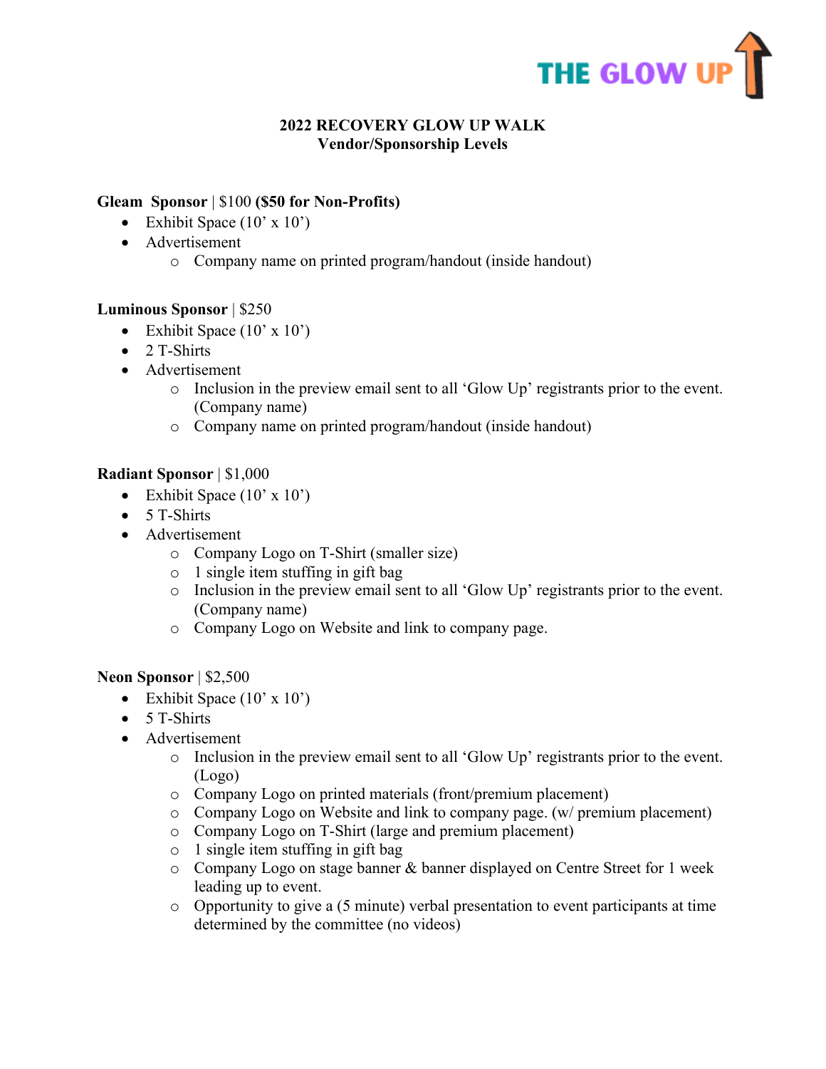THE GLOW UP

**2022 RECOVERY GLOW UP WALK**
**Vendor/Sponsorship Levels**

**Gleam Sponsor** | $100 **($50 for Non-Profits)**

- Exhibit Space (10' x 10')
- Advertisement
  - Company name on printed program/handout (inside handout)

**Luminous Sponsor** | $250

- Exhibit Space (10' x 10')
- 2 T-Shirts
- Advertisement
  - Inclusion in the preview email sent to all 'Glow Up' registrants prior to the event. (Company name)
  - Company name on printed program/handout (inside handout)

**Radiant Sponsor** | $1,000

- Exhibit Space (10' x 10')
- 5 T-Shirts
- Advertisement
  - Company Logo on T-Shirt (smaller size)
  - 1 single item stuffing in gift bag
  - Inclusion in the preview email sent to all 'Glow Up' registrants prior to the event. (Company name)
  - Company Logo on Website and link to company page.

**Neon Sponsor** | $2,500

- Exhibit Space (10' x 10')
- 5 T-Shirts
- Advertisement
  - Inclusion in the preview email sent to all 'Glow Up' registrants prior to the event. (Logo)
  - Company Logo on printed materials (front/premium placement)
  - Company Logo on Website and link to company page. (w/ premium placement)
  - Company Logo on T-Shirt (large and premium placement)
  - 1 single item stuffing in gift bag
  - Company Logo on stage banner & banner displayed on Centre Street for 1 week leading up to event.
  - Opportunity to give a (5 minute) verbal presentation to event participants at time determined by the committee (no videos)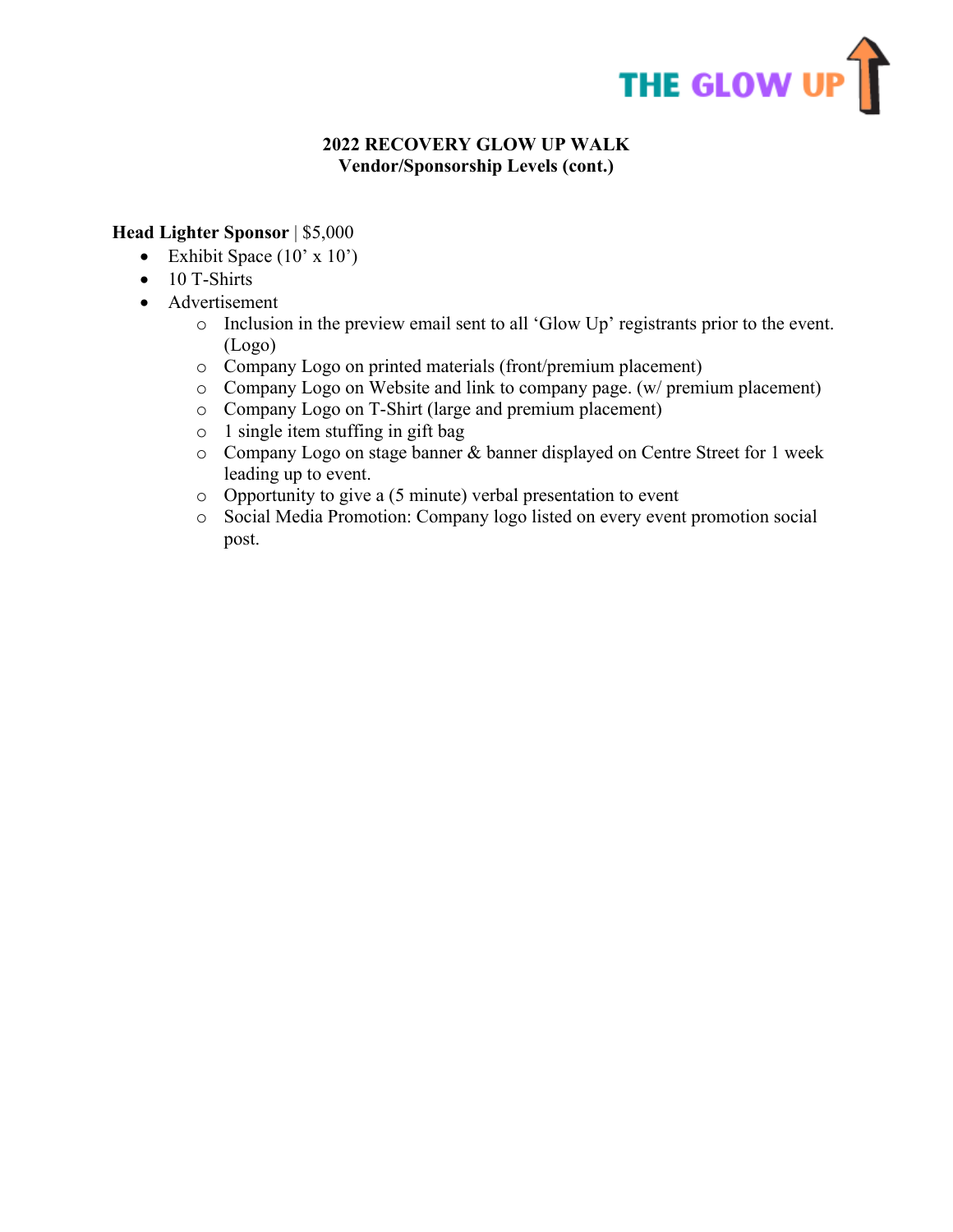**2022 RECOVERY GLOW UP WALK**
**Vendor/Sponsorship Levels (cont.)**

**Head Lighter Sponsor** | $5,000

- Exhibit Space (10' x 10')
- 10 T-Shirts
- Advertisement
  - Inclusion in the preview email sent to all 'Glow Up' registrants prior to the event. (Logo)
  - Company Logo on printed materials (front/premium placement)
  - Company Logo on Website and link to company page. (w/ premium placement)
  - Company Logo on T-Shirt (large and premium placement)
  - 1 single item stuffing in gift bag
  - Company Logo on stage banner & banner displayed on Centre Street for 1 week leading up to event.
  - Opportunity to give a (5 minute) verbal presentation to event
  - Social Media Promotion: Company logo listed on every event promotion social post.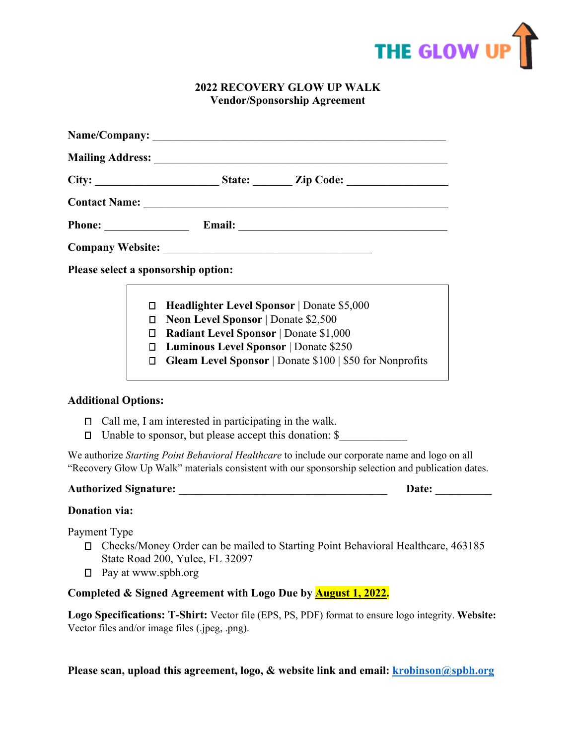THE GLOW UP

**2022 RECOVERY GLOW UP WALK**
**Vendor/Sponsorship Agreement**

**Name/Company:** ______________________________________________________

**Mailing Address:** _____________________________________________________

**City:** ______________________ **State:** _______ **Zip Code:** _________________

**Contact Name:** ______________________________________________________

**Phone:** _______________ **Email:** ____________________________________

**Company Website:** ______________________________________

**Please select a sponsorship option:**

- ☐ **Headlighter Level Sponsor** | Donate $5,000
- ☐ **Neon Level Sponsor** | Donate $2,500
- ☐ **Radiant Level Sponsor** | Donate $1,000
- ☐ **Luminous Level Sponsor** | Donate $250
- ☐ **Gleam Level Sponsor** | Donate $100 | $50 for Nonprofits

**Additional Options:**

- ☐ Call me, I am interested in participating in the walk.
- ☐ Unable to sponsor, but please accept this donation: $____________

We authorize *Starting Point Behavioral Healthcare* to include our corporate name and logo on all "Recovery Glow Up Walk" materials consistent with our sponsorship selection and publication dates.

**Authorized Signature:** ______________________________________ **Date:** __________

**Donation via:**

Payment Type

- ☐ Checks/Money Order can be mailed to Starting Point Behavioral Healthcare, 463185 State Road 200, Yulee, FL 32097
- ☐ Pay at www.spbh.org

**Completed & Signed Agreement with Logo Due by August 1, 2022.**

**Logo Specifications: T-Shirt:** Vector file (EPS, PS, PDF) format to ensure logo integrity. **Website:** Vector files and/or image files (.jpeg, .png).

**Please scan, upload this agreement, logo, & website link and email: krobinson@spbh.org**